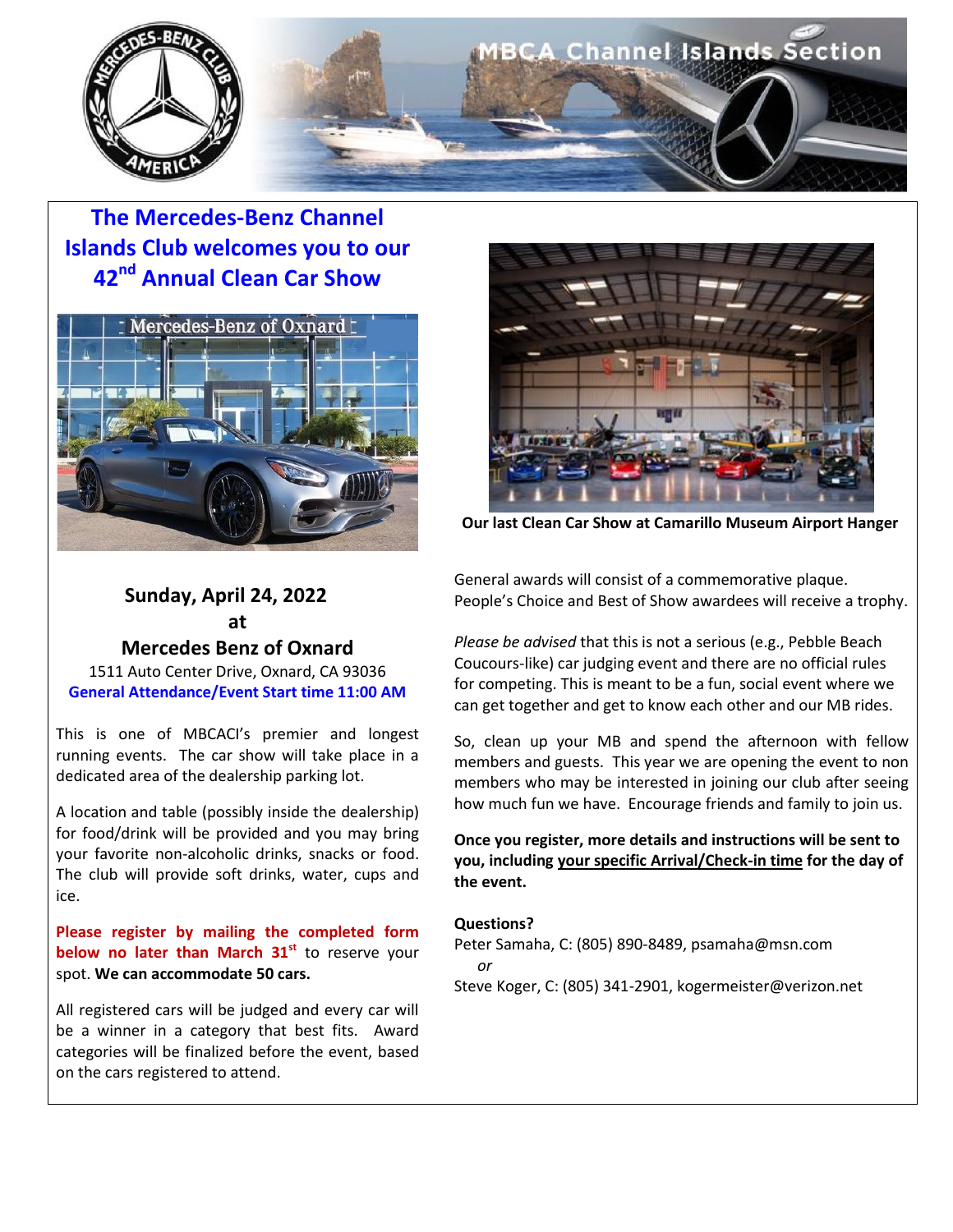# The Mercedes-Benz Channel Islands Club welcomes you to our 42nd Annual Clean Car Show

Our last Clean Car Show at Camarillo Museum Airport Hanger

**Sunday, April 24, 2022**
**at**
**Mercedes Benz of Oxnard**
1511 Auto Center Drive, Oxnard, CA 93036
**General Attendance/Event Start time 11:00 AM**

This is one of MBCACI's premier and longest running events. The car show will take place in a dedicated area of the dealership parking lot.

A location and table (possibly inside the dealership) for food/drink will be provided and you may bring your favorite non-alcoholic drinks, snacks or food. The club will provide soft drinks, water, cups and ice.

**Please register by mailing the completed form below no later than March 31st** to reserve your spot. **We can accommodate 50 cars.**

All registered cars will be judged and every car will be a winner in a category that best fits. Award categories will be finalized before the event, based on the cars registered to attend.

General awards will consist of a commemorative plaque. People's Choice and Best of Show awardees will receive a trophy.

*Please be advised* that this is not a serious (e.g., Pebble Beach Coucours-like) car judging event and there are no official rules for competing. This is meant to be a fun, social event where we can get together and get to know each other and our MB rides.

So, clean up your MB and spend the afternoon with fellow members and guests. This year we are opening the event to non members who may be interested in joining our club after seeing how much fun we have. Encourage friends and family to join us.

**Once you register, more details and instructions will be sent to you, including your specific Arrival/Check-in time for the day of the event.**

**Questions?**
Peter Samaha, C: (805) 890-8489, psamaha@msn.com
*or*
Steve Koger, C: (805) 341-2901, kogermeister@verizon.net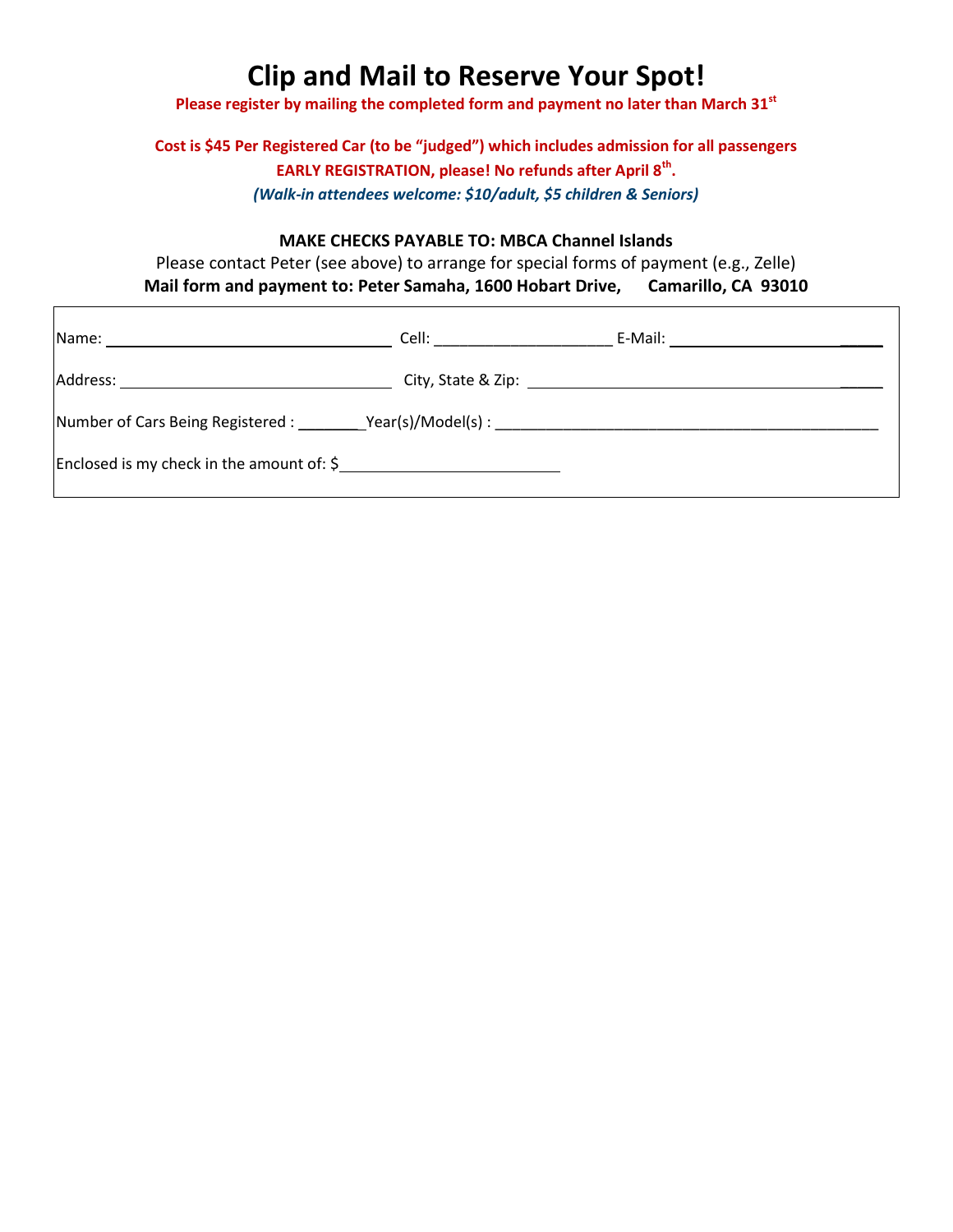# Clip and Mail to Reserve Your Spot!

**Please register by mailing the completed form and payment no later than March 31st**

**Cost is $45 Per Registered Car (to be "judged") which includes admission for all passengers**

**EARLY REGISTRATION, please! No refunds after April 8th.**

***(Walk-in attendees welcome: $10/adult, $5 children & Seniors)***

**MAKE CHECKS PAYABLE TO: MBCA Channel Islands**

Please contact Peter (see above) to arrange for special forms of payment (e.g., Zelle)

**Mail form and payment to: Peter Samaha, 1600 Hobart Drive, Camarillo, CA 93010**

Name: ______________________________ Cell: ____________________ E-Mail: ________________________

Address: ____________________________ City, State & Zip: ______________________________________

Number of Cars Being Registered : ________ Year(s)/Model(s) : ______________________________________________

Enclosed is my check in the amount of: $_________________________